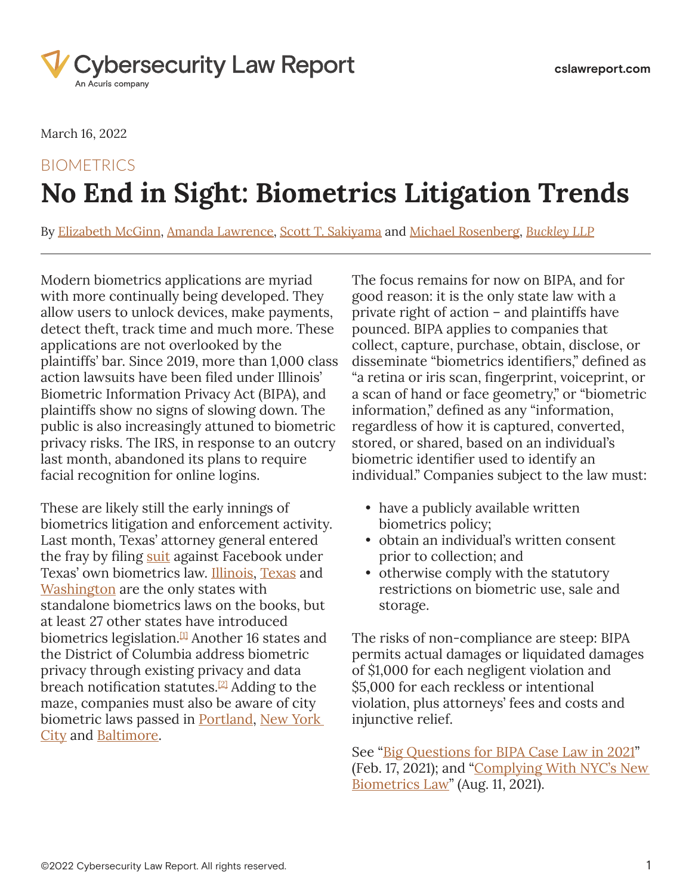March 16, 2022

BIOMETRICS

# No End in Sight: Biometrics Litigation Trends

By Elizabeth McGinn, Amanda Lawrence, Scott T. Sakiyama and Michael Rosenberg, *Buckley LLP*

---

Modern biometrics applications are myriad with more continually being developed. They allow users to unlock devices, make payments, detect theft, track time and much more. These applications are not overlooked by the plaintiffs' bar. Since 2019, more than 1,000 class action lawsuits have been filed under Illinois' Biometric Information Privacy Act (BIPA), and plaintiffs show no signs of slowing down. The public is also increasingly attuned to biometric privacy risks. The IRS, in response to an outcry last month, abandoned its plans to require facial recognition for online logins.

These are likely still the early innings of biometrics litigation and enforcement activity. Last month, Texas' attorney general entered the fray by filing suit against Facebook under Texas' own biometrics law. Illinois, Texas and Washington are the only states with standalone biometrics laws on the books, but at least 27 other states have introduced biometrics legislation.[1] Another 16 states and the District of Columbia address biometric privacy through existing privacy and data breach notification statutes.[2] Adding to the maze, companies must also be aware of city biometric laws passed in Portland, New York City and Baltimore.

The focus remains for now on BIPA, and for good reason: it is the only state law with a private right of action – and plaintiffs have pounced. BIPA applies to companies that collect, capture, purchase, obtain, disclose, or disseminate "biometrics identifiers," defined as "a retina or iris scan, fingerprint, voiceprint, or a scan of hand or face geometry," or "biometric information," defined as any "information, regardless of how it is captured, converted, stored, or shared, based on an individual's biometric identifier used to identify an individual." Companies subject to the law must:

- have a publicly available written biometrics policy;
- obtain an individual's written consent prior to collection; and
- otherwise comply with the statutory restrictions on biometric use, sale and storage.

The risks of non-compliance are steep: BIPA permits actual damages or liquidated damages of $1,000 for each negligent violation and $5,000 for each reckless or intentional violation, plus attorneys' fees and costs and injunctive relief.

See "Big Questions for BIPA Case Law in 2021" (Feb. 17, 2021); and "Complying With NYC's New Biometrics Law" (Aug. 11, 2021).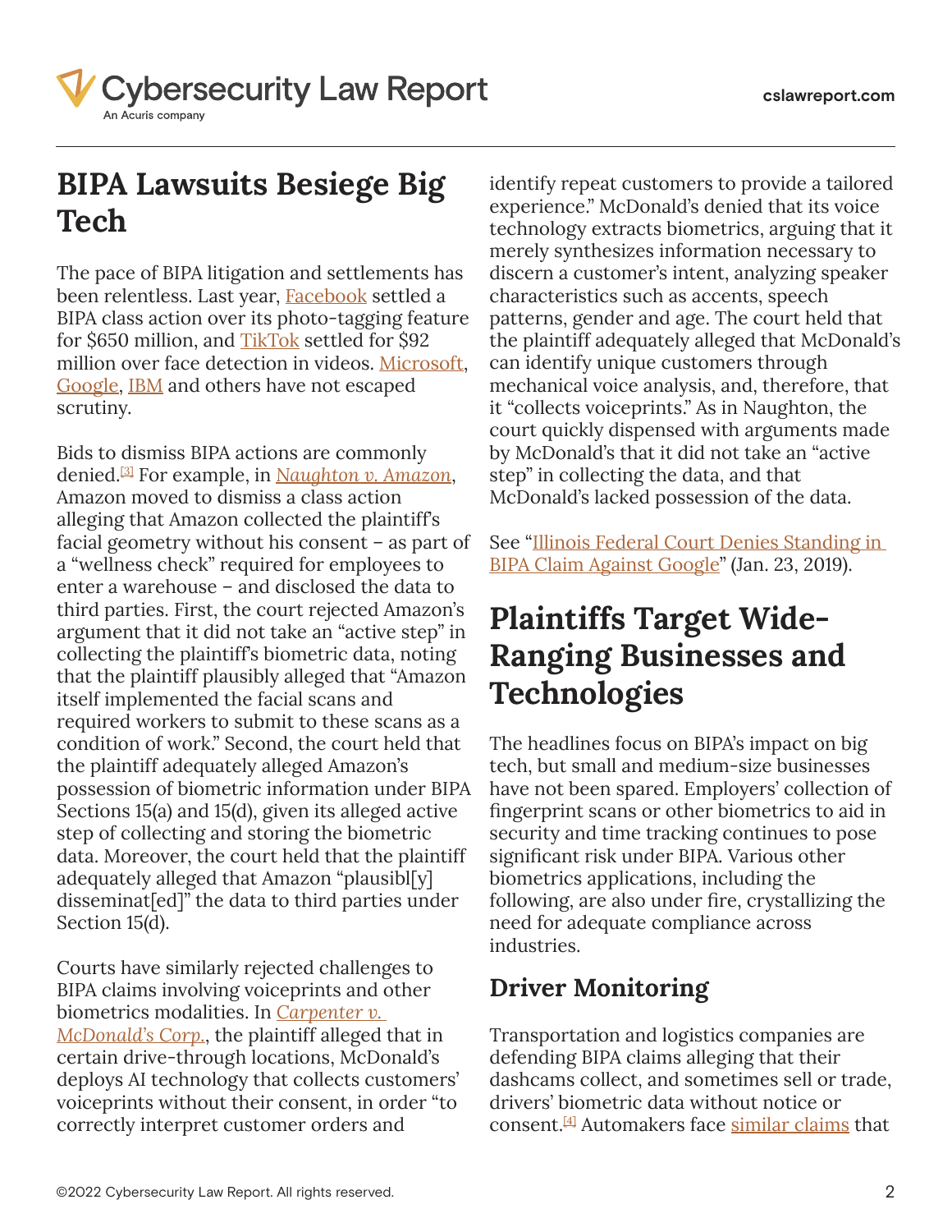## BIPA Lawsuits Besiege Big Tech

The pace of BIPA litigation and settlements has been relentless. Last year, Facebook settled a BIPA class action over its photo-tagging feature for $650 million, and TikTok settled for $92 million over face detection in videos. Microsoft, Google, IBM and others have not escaped scrutiny.

Bids to dismiss BIPA actions are commonly denied.[3] For example, in *Naughton v. Amazon*, Amazon moved to dismiss a class action alleging that Amazon collected the plaintiff's facial geometry without his consent – as part of a "wellness check" required for employees to enter a warehouse – and disclosed the data to third parties. First, the court rejected Amazon's argument that it did not take an "active step" in collecting the plaintiff's biometric data, noting that the plaintiff plausibly alleged that "Amazon itself implemented the facial scans and required workers to submit to these scans as a condition of work." Second, the court held that the plaintiff adequately alleged Amazon's possession of biometric information under BIPA Sections 15(a) and 15(d), given its alleged active step of collecting and storing the biometric data. Moreover, the court held that the plaintiff adequately alleged that Amazon "plausibl[y] disseminat[ed]" the data to third parties under Section 15(d).

Courts have similarly rejected challenges to BIPA claims involving voiceprints and other biometrics modalities. In *Carpenter v. McDonald's Corp.*, the plaintiff alleged that in certain drive-through locations, McDonald's deploys AI technology that collects customers' voiceprints without their consent, in order "to correctly interpret customer orders and identify repeat customers to provide a tailored experience." McDonald's denied that its voice technology extracts biometrics, arguing that it merely synthesizes information necessary to discern a customer's intent, analyzing speaker characteristics such as accents, speech patterns, gender and age. The court held that the plaintiff adequately alleged that McDonald's can identify unique customers through mechanical voice analysis, and, therefore, that it "collects voiceprints." As in Naughton, the court quickly dispensed with arguments made by McDonald's that it did not take an "active step" in collecting the data, and that McDonald's lacked possession of the data.

See "Illinois Federal Court Denies Standing in BIPA Claim Against Google" (Jan. 23, 2019).

## Plaintiffs Target Wide-Ranging Businesses and Technologies

The headlines focus on BIPA's impact on big tech, but small and medium-size businesses have not been spared. Employers' collection of fingerprint scans or other biometrics to aid in security and time tracking continues to pose significant risk under BIPA. Various other biometrics applications, including the following, are also under fire, crystallizing the need for adequate compliance across industries.

### Driver Monitoring

Transportation and logistics companies are defending BIPA claims alleging that their dashcams collect, and sometimes sell or trade, drivers' biometric data without notice or consent.[4] Automakers face similar claims that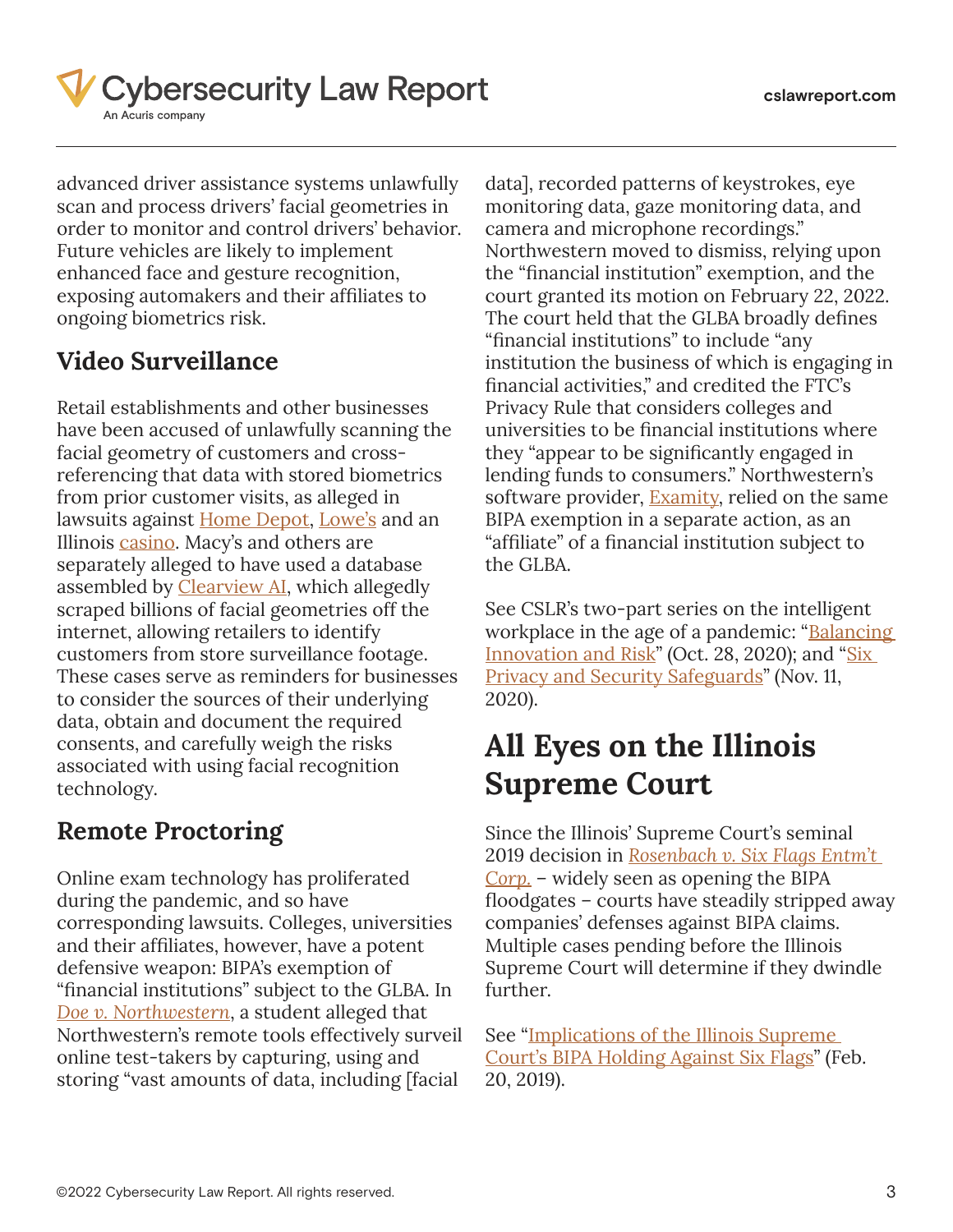advanced driver assistance systems unlawfully scan and process drivers' facial geometries in order to monitor and control drivers' behavior. Future vehicles are likely to implement enhanced face and gesture recognition, exposing automakers and their affiliates to ongoing biometrics risk.

### Video Surveillance

Retail establishments and other businesses have been accused of unlawfully scanning the facial geometry of customers and cross-referencing that data with stored biometrics from prior customer visits, as alleged in lawsuits against Home Depot, Lowe's and an Illinois casino. Macy's and others are separately alleged to have used a database assembled by Clearview AI, which allegedly scraped billions of facial geometries off the internet, allowing retailers to identify customers from store surveillance footage. These cases serve as reminders for businesses to consider the sources of their underlying data, obtain and document the required consents, and carefully weigh the risks associated with using facial recognition technology.

### Remote Proctoring

Online exam technology has proliferated during the pandemic, and so have corresponding lawsuits. Colleges, universities and their affiliates, however, have a potent defensive weapon: BIPA's exemption of "financial institutions" subject to the GLBA. In *Doe v. Northwestern*, a student alleged that Northwestern's remote tools effectively surveil online test-takers by capturing, using and storing "vast amounts of data, including [facial data], recorded patterns of keystrokes, eye monitoring data, gaze monitoring data, and camera and microphone recordings." Northwestern moved to dismiss, relying upon the "financial institution" exemption, and the court granted its motion on February 22, 2022. The court held that the GLBA broadly defines "financial institutions" to include "any institution the business of which is engaging in financial activities," and credited the FTC's Privacy Rule that considers colleges and universities to be financial institutions where they "appear to be significantly engaged in lending funds to consumers." Northwestern's software provider, Examity, relied on the same BIPA exemption in a separate action, as an "affiliate" of a financial institution subject to the GLBA.

See CSLR's two-part series on the intelligent workplace in the age of a pandemic: "Balancing Innovation and Risk" (Oct. 28, 2020); and "Six Privacy and Security Safeguards" (Nov. 11, 2020).

## All Eyes on the Illinois Supreme Court

Since the Illinois' Supreme Court's seminal 2019 decision in *Rosenbach v. Six Flags Entm't Corp.* – widely seen as opening the BIPA floodgates – courts have steadily stripped away companies' defenses against BIPA claims. Multiple cases pending before the Illinois Supreme Court will determine if they dwindle further.

See "Implications of the Illinois Supreme Court's BIPA Holding Against Six Flags" (Feb. 20, 2019).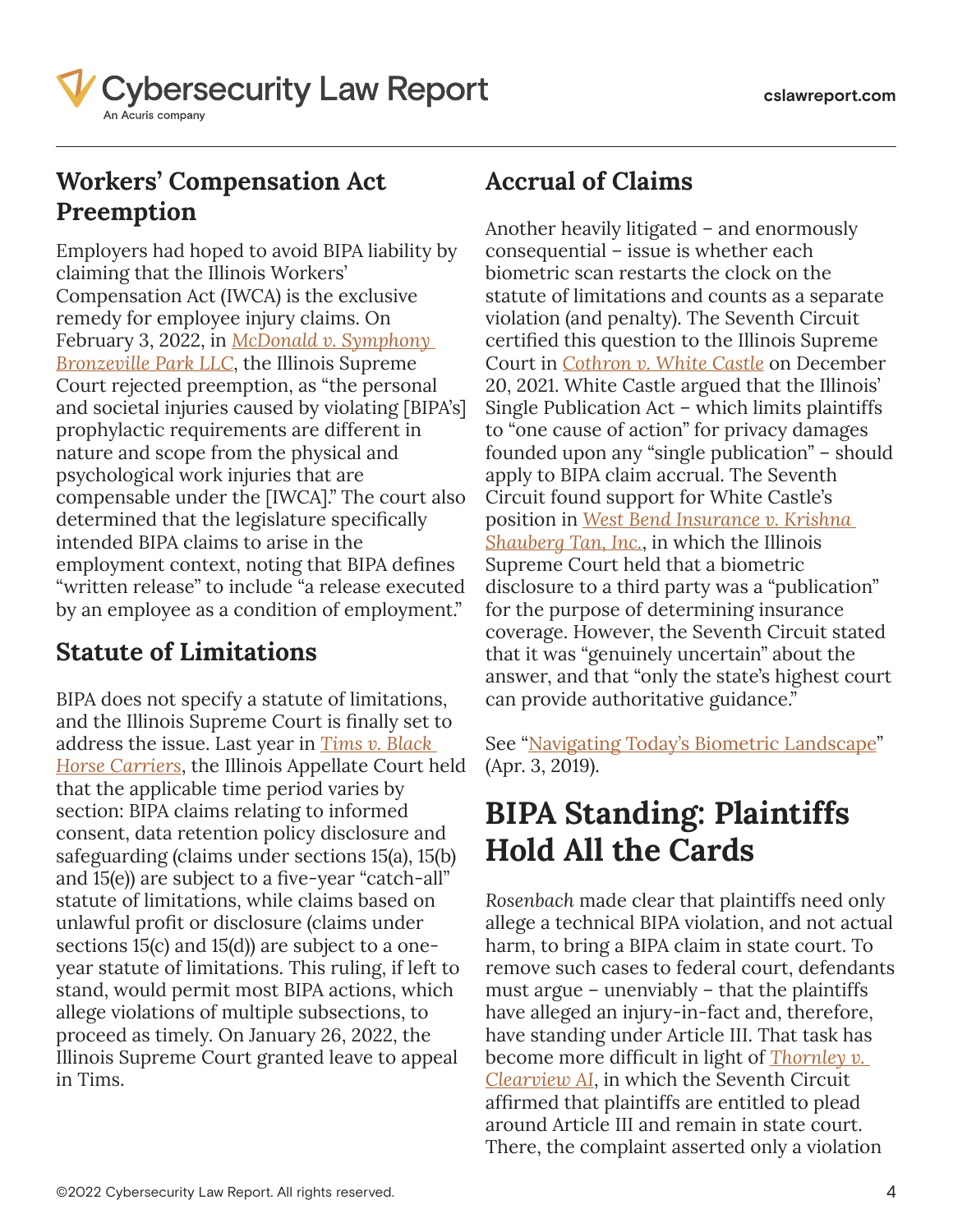## Workers' Compensation Act Preemption

Employers had hoped to avoid BIPA liability by claiming that the Illinois Workers' Compensation Act (IWCA) is the exclusive remedy for employee injury claims. On February 3, 2022, in *McDonald v. Symphony Bronzeville Park LLC*, the Illinois Supreme Court rejected preemption, as "the personal and societal injuries caused by violating [BIPA's] prophylactic requirements are different in nature and scope from the physical and psychological work injuries that are compensable under the [IWCA]." The court also determined that the legislature specifically intended BIPA claims to arise in the employment context, noting that BIPA defines "written release" to include "a release executed by an employee as a condition of employment."

## Statute of Limitations

BIPA does not specify a statute of limitations, and the Illinois Supreme Court is finally set to address the issue. Last year in *Tims v. Black Horse Carriers*, the Illinois Appellate Court held that the applicable time period varies by section: BIPA claims relating to informed consent, data retention policy disclosure and safeguarding (claims under sections 15(a), 15(b) and 15(e)) are subject to a five-year "catch-all" statute of limitations, while claims based on unlawful profit or disclosure (claims under sections 15(c) and 15(d)) are subject to a one-year statute of limitations. This ruling, if left to stand, would permit most BIPA actions, which allege violations of multiple subsections, to proceed as timely. On January 26, 2022, the Illinois Supreme Court granted leave to appeal in Tims.

## Accrual of Claims

Another heavily litigated – and enormously consequential – issue is whether each biometric scan restarts the clock on the statute of limitations and counts as a separate violation (and penalty). The Seventh Circuit certified this question to the Illinois Supreme Court in *Cothron v. White Castle* on December 20, 2021. White Castle argued that the Illinois' Single Publication Act – which limits plaintiffs to "one cause of action" for privacy damages founded upon any "single publication" – should apply to BIPA claim accrual. The Seventh Circuit found support for White Castle's position in *West Bend Insurance v. Krishna Shauberg Tan, Inc.*, in which the Illinois Supreme Court held that a biometric disclosure to a third party was a "publication" for the purpose of determining insurance coverage. However, the Seventh Circuit stated that it was "genuinely uncertain" about the answer, and that "only the state's highest court can provide authoritative guidance."

See "Navigating Today's Biometric Landscape" (Apr. 3, 2019).

# BIPA Standing: Plaintiffs Hold All the Cards

*Rosenbach* made clear that plaintiffs need only allege a technical BIPA violation, and not actual harm, to bring a BIPA claim in state court. To remove such cases to federal court, defendants must argue – unenviably – that the plaintiffs have alleged an injury-in-fact and, therefore, have standing under Article III. That task has become more difficult in light of *Thornley v. Clearview AI*, in which the Seventh Circuit affirmed that plaintiffs are entitled to plead around Article III and remain in state court. There, the complaint asserted only a violation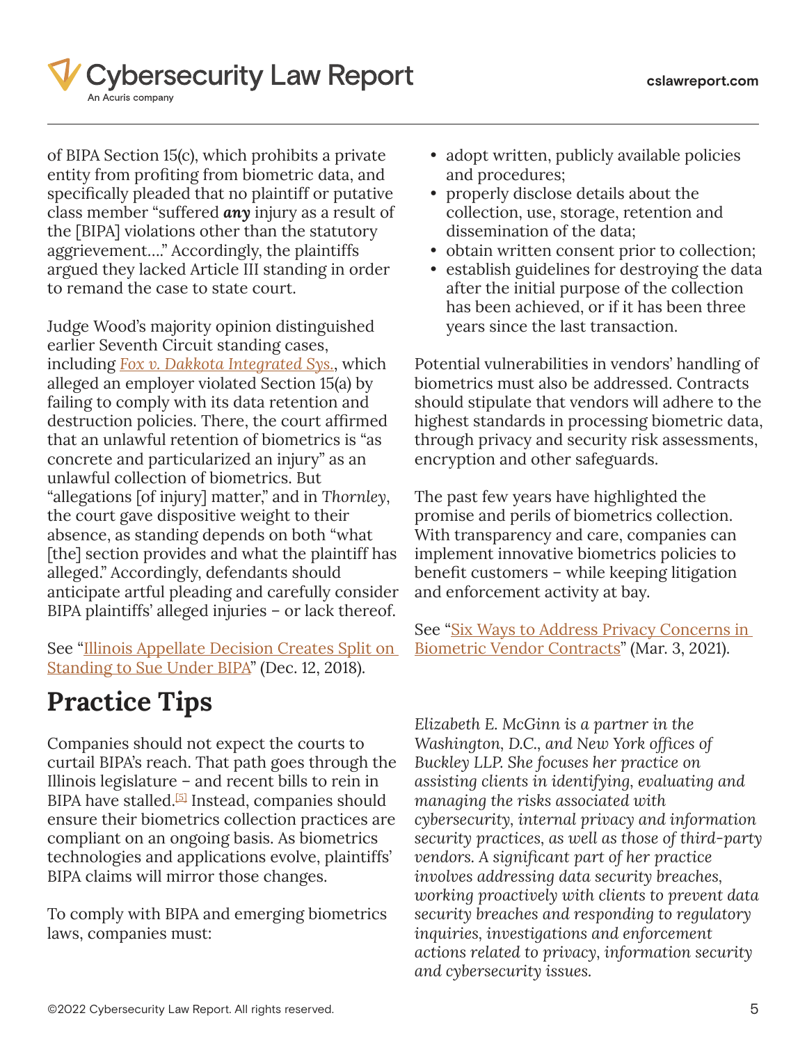of BIPA Section 15(c), which prohibits a private entity from profiting from biometric data, and specifically pleaded that no plaintiff or putative class member "suffered ***any*** injury as a result of the [BIPA] violations other than the statutory aggrievement…." Accordingly, the plaintiffs argued they lacked Article III standing in order to remand the case to state court.

Judge Wood's majority opinion distinguished earlier Seventh Circuit standing cases, including *Fox v. Dakkota Integrated Sys.*, which alleged an employer violated Section 15(a) by failing to comply with its data retention and destruction policies. There, the court affirmed that an unlawful retention of biometrics is "as concrete and particularized an injury" as an unlawful collection of biometrics. But "allegations [of injury] matter," and in *Thornley*, the court gave dispositive weight to their absence, as standing depends on both "what [the] section provides and what the plaintiff has alleged." Accordingly, defendants should anticipate artful pleading and carefully consider BIPA plaintiffs' alleged injuries – or lack thereof.

See "Illinois Appellate Decision Creates Split on Standing to Sue Under BIPA" (Dec. 12, 2018).

## Practice Tips

Companies should not expect the courts to curtail BIPA's reach. That path goes through the Illinois legislature – and recent bills to rein in BIPA have stalled.[5] Instead, companies should ensure their biometrics collection practices are compliant on an ongoing basis. As biometrics technologies and applications evolve, plaintiffs' BIPA claims will mirror those changes.

To comply with BIPA and emerging biometrics laws, companies must:

- adopt written, publicly available policies and procedures;
- properly disclose details about the collection, use, storage, retention and dissemination of the data;
- obtain written consent prior to collection;
- establish guidelines for destroying the data after the initial purpose of the collection has been achieved, or if it has been three years since the last transaction.

Potential vulnerabilities in vendors' handling of biometrics must also be addressed. Contracts should stipulate that vendors will adhere to the highest standards in processing biometric data, through privacy and security risk assessments, encryption and other safeguards.

The past few years have highlighted the promise and perils of biometrics collection. With transparency and care, companies can implement innovative biometrics policies to benefit customers – while keeping litigation and enforcement activity at bay.

See "Six Ways to Address Privacy Concerns in Biometric Vendor Contracts" (Mar. 3, 2021).

*Elizabeth E. McGinn is a partner in the Washington, D.C., and New York offices of Buckley LLP. She focuses her practice on assisting clients in identifying, evaluating and managing the risks associated with cybersecurity, internal privacy and information security practices, as well as those of third-party vendors. A significant part of her practice involves addressing data security breaches, working proactively with clients to prevent data security breaches and responding to regulatory inquiries, investigations and enforcement actions related to privacy, information security and cybersecurity issues.*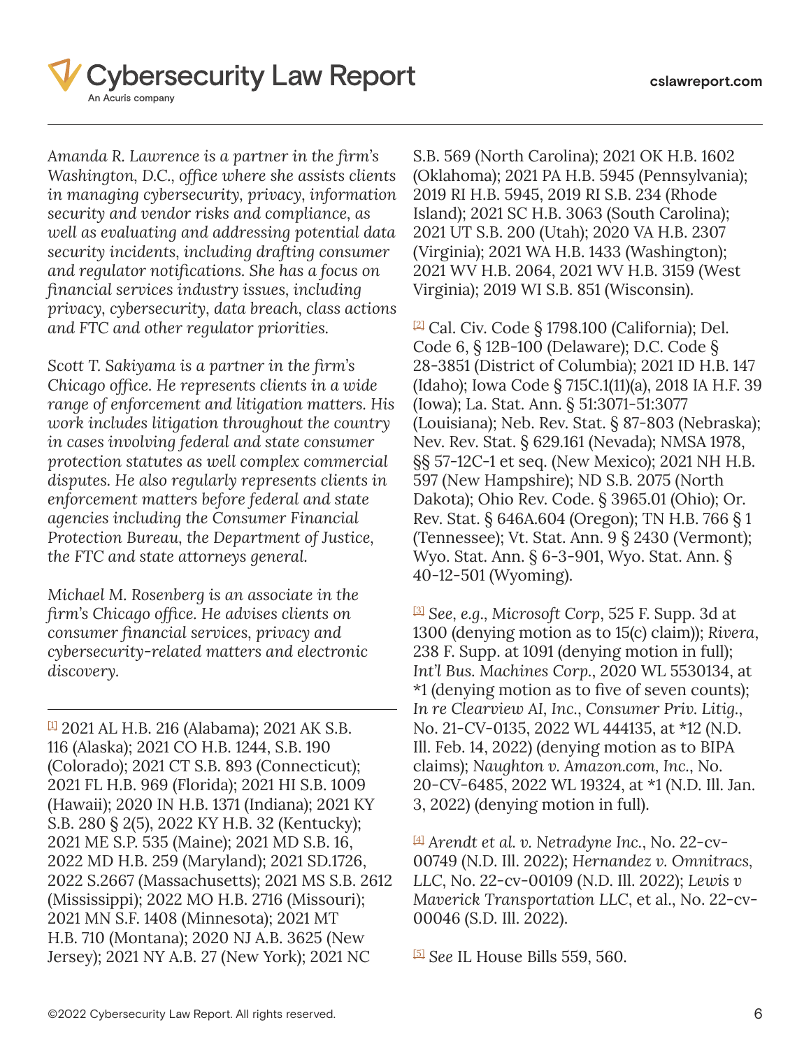*Amanda R. Lawrence is a partner in the firm's Washington, D.C., office where she assists clients in managing cybersecurity, privacy, information security and vendor risks and compliance, as well as evaluating and addressing potential data security incidents, including drafting consumer and regulator notifications. She has a focus on financial services industry issues, including privacy, cybersecurity, data breach, class actions and FTC and other regulator priorities.*

*Scott T. Sakiyama is a partner in the firm's Chicago office. He represents clients in a wide range of enforcement and litigation matters. His work includes litigation throughout the country in cases involving federal and state consumer protection statutes as well complex commercial disputes. He also regularly represents clients in enforcement matters before federal and state agencies including the Consumer Financial Protection Bureau, the Department of Justice, the FTC and state attorneys general.*

*Michael M. Rosenberg is an associate in the firm's Chicago office. He advises clients on consumer financial services, privacy and cybersecurity-related matters and electronic discovery.*

---

[1] 2021 AL H.B. 216 (Alabama); 2021 AK S.B. 116 (Alaska); 2021 CO H.B. 1244, S.B. 190 (Colorado); 2021 CT S.B. 893 (Connecticut); 2021 FL H.B. 969 (Florida); 2021 HI S.B. 1009 (Hawaii); 2020 IN H.B. 1371 (Indiana); 2021 KY S.B. 280 § 2(5), 2022 KY H.B. 32 (Kentucky); 2021 ME S.P. 535 (Maine); 2021 MD S.B. 16, 2022 MD H.B. 259 (Maryland); 2021 SD.1726, 2022 S.2667 (Massachusetts); 2021 MS S.B. 2612 (Mississippi); 2022 MO H.B. 2716 (Missouri); 2021 MN S.F. 1408 (Minnesota); 2021 MT H.B. 710 (Montana); 2020 NJ A.B. 3625 (New Jersey); 2021 NY A.B. 27 (New York); 2021 NC S.B. 569 (North Carolina); 2021 OK H.B. 1602 (Oklahoma); 2021 PA H.B. 5945 (Pennsylvania); 2019 RI H.B. 5945, 2019 RI S.B. 234 (Rhode Island); 2021 SC H.B. 3063 (South Carolina); 2021 UT S.B. 200 (Utah); 2020 VA H.B. 2307 (Virginia); 2021 WA H.B. 1433 (Washington); 2021 WV H.B. 2064, 2021 WV H.B. 3159 (West Virginia); 2019 WI S.B. 851 (Wisconsin).

[2] Cal. Civ. Code § 1798.100 (California); Del. Code 6, § 12B-100 (Delaware); D.C. Code § 28-3851 (District of Columbia); 2021 ID H.B. 147 (Idaho); Iowa Code § 715C.1(11)(a), 2018 IA H.F. 39 (Iowa); La. Stat. Ann. § 51:3071-51:3077 (Louisiana); Neb. Rev. Stat. § 87-803 (Nebraska); Nev. Rev. Stat. § 629.161 (Nevada); NMSA 1978, §§ 57-12C-1 et seq. (New Mexico); 2021 NH H.B. 597 (New Hampshire); ND S.B. 2075 (North Dakota); Ohio Rev. Code. § 3965.01 (Ohio); Or. Rev. Stat. § 646A.604 (Oregon); TN H.B. 766 § 1 (Tennessee); Vt. Stat. Ann. 9 § 2430 (Vermont); Wyo. Stat. Ann. § 6-3-901, Wyo. Stat. Ann. § 40-12-501 (Wyoming).

[3] *See, e.g.*, *Microsoft Corp*, 525 F. Supp. 3d at 1300 (denying motion as to 15(c) claim)); *Rivera*, 238 F. Supp. at 1091 (denying motion in full); *Int'l Bus. Machines Corp.*, 2020 WL 5530134, at *1 (denying motion as to five of seven counts); *In re Clearview AI, Inc., Consumer Priv. Litig.*, No. 21-CV-0135, 2022 WL 444135, at *12 (N.D. Ill. Feb. 14, 2022) (denying motion as to BIPA claims); *Naughton v. Amazon.com, Inc.*, No. 20-CV-6485, 2022 WL 19324, at *1 (N.D. Ill. Jan. 3, 2022) (denying motion in full).

[4] *Arendt et al. v. Netradyne Inc.*, No. 22-cv-00749 (N.D. Ill. 2022); *Hernandez v. Omnitracs, LLC*, No. 22-cv-00109 (N.D. Ill. 2022); *Lewis v Maverick Transportation LLC*, et al., No. 22-cv-00046 (S.D. Ill. 2022).

[5] *See* IL House Bills 559, 560.